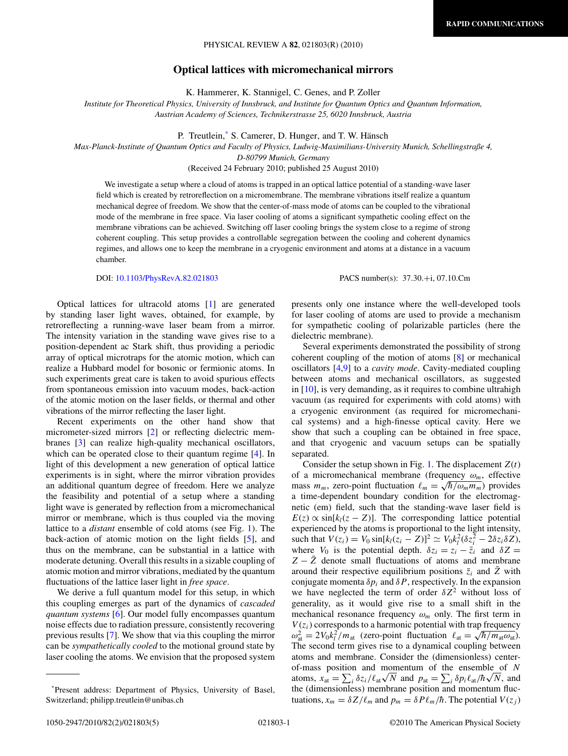# Optical lattices with micromechanical mirrors

K. Hammerer, K. Stannigel, C. Genes, and P. Zoller

*Institute for Theoretical Physics, University of Innsbruck, and Institute for Quantum Optics and Quantum Information, Austrian Academy of Sciences, Technikerstrasse 25, 6020 Innsbruck, Austria*

P. Treutlein,[*] S. Camerer, D. Hunger, and T. W. Hänsch

*Max-Planck-Institute of Quantum Optics and Faculty of Physics, Ludwig-Maximilians-University Munich, Schellingstraße 4, D-80799 Munich, Germany*

(Received 24 February 2010; published 25 August 2010)

We investigate a setup where a cloud of atoms is trapped in an optical lattice potential of a standing-wave laser field which is created by retroreflection on a micromembrane. The membrane vibrations itself realize a quantum mechanical degree of freedom. We show that the center-of-mass mode of atoms can be coupled to the vibrational mode of the membrane in free space. Via laser cooling of atoms a significant sympathetic cooling effect on the membrane vibrations can be achieved. Switching off laser cooling brings the system close to a regime of strong coherent coupling. This setup provides a controllable segregation between the cooling and coherent dynamics regimes, and allows one to keep the membrane in a cryogenic environment and atoms at a distance in a vacuum chamber.

DOI: 10.1103/PhysRevA.82.021803 PACS number(s): 37.30.+i, 07.10.Cm

Optical lattices for ultracold atoms [1] are generated by standing laser light waves, obtained, for example, by retroreflecting a running-wave laser beam from a mirror. The intensity variation in the standing wave gives rise to a position-dependent ac Stark shift, thus providing a periodic array of optical microtraps for the atomic motion, which can realize a Hubbard model for bosonic or fermionic atoms. In such experiments great care is taken to avoid spurious effects from spontaneous emission into vacuum modes, back-action of the atomic motion on the laser fields, or thermal and other vibrations of the mirror reflecting the laser light.

Recent experiments on the other hand show that micrometer-sized mirrors [2] or reflecting dielectric membranes [3] can realize high-quality mechanical oscillators, which can be operated close to their quantum regime [4]. In light of this development a new generation of optical lattice experiments is in sight, where the mirror vibration provides an additional quantum degree of freedom. Here we analyze the feasibility and potential of a setup where a standing light wave is generated by reflection from a micromechanical mirror or membrane, which is thus coupled via the moving lattice to a *distant* ensemble of cold atoms (see Fig. 1). The back-action of atomic motion on the light fields [5], and thus on the membrane, can be substantial in a lattice with moderate detuning. Overall this results in a sizable coupling of atomic motion and mirror vibrations, mediated by the quantum fluctuations of the lattice laser light in *free space*.

We derive a full quantum model for this setup, in which this coupling emerges as part of the dynamics of *cascaded quantum systems* [6]. Our model fully encompasses quantum noise effects due to radiation pressure, consistently recovering previous results [7]. We show that via this coupling the mirror can be *sympathetically cooled* to the motional ground state by laser cooling the atoms. We envision that the proposed system presents only one instance where the well-developed tools for laser cooling of atoms are used to provide a mechanism for sympathetic cooling of polarizable particles (here the dielectric membrane).

Several experiments demonstrated the possibility of strong coherent coupling of the motion of atoms [8] or mechanical oscillators [4,9] to a *cavity mode*. Cavity-mediated coupling between atoms and mechanical oscillators, as suggested in [10], is very demanding, as it requires to combine ultrahigh vacuum (as required for experiments with cold atoms) with a cryogenic environment (as required for micromechanical systems) and a high-finesse optical cavity. Here we show that such a coupling can be obtained in free space, and that cryogenic and vacuum setups can be spatially separated.

Consider the setup shown in Fig. 1. The displacement $Z(t)$ of a micromechanical membrane (frequency $\omega_m$, effective mass $m_m$, zero-point fluctuation $\ell_m = \sqrt{\hbar/\omega_m m_m}$) provides a time-dependent boundary condition for the electromagnetic (em) field, such that the standing-wave laser field is $E(z) \propto \sin[k_l(z - Z)]$. The corresponding lattice potential experienced by the atoms is proportional to the light intensity, such that $V(z_i) = V_0 \sin[k_l(z_i - Z)]^2 \simeq V_0 k_l^2(\delta z_i^2 - 2\delta z_i \delta Z)$, where $V_0$ is the potential depth. $\delta z_i = z_i - \bar{z}_i$ and $\delta Z = Z - \bar{Z}$ denote small fluctuations of atoms and membrane around their respective equilibrium positions $\bar{z}_i$ and $\bar{Z}$ with conjugate momenta $\delta p_i$ and $\delta P$, respectively. In the expansion we have neglected the term of order $\delta Z^2$ without loss of generality, as it would give rise to a small shift in the mechanical resonance frequency $\omega_m$ only. The first term in $V(z_i)$ corresponds to a harmonic potential with trap frequency $\omega_{\rm at}^2 = 2V_0 k_l^2/m_{\rm at}$ (zero-point fluctuation $\ell_{\rm at} = \sqrt{\hbar/m_{\rm at}\omega_{\rm at}}$). The second term gives rise to a dynamical coupling between atoms and membrane. Consider the (dimensionless) center-of-mass position and momentum of the ensemble of $N$ atoms, $x_{\rm at} = \sum_i \delta z_i/\ell_{\rm at}\sqrt{N}$ and $p_{\rm at} = \sum_i \delta p_i \ell_{\rm at}/\hbar\sqrt{N}$, and the (dimensionless) membrane position and momentum fluctuations, $x_m = \delta Z/\ell_m$ and $p_m = \delta P \ell_m/\hbar$. The potential $V(z_j)$

[*] Present address: Department of Physics, University of Basel, Switzerland; philipp.treutlein@unibas.ch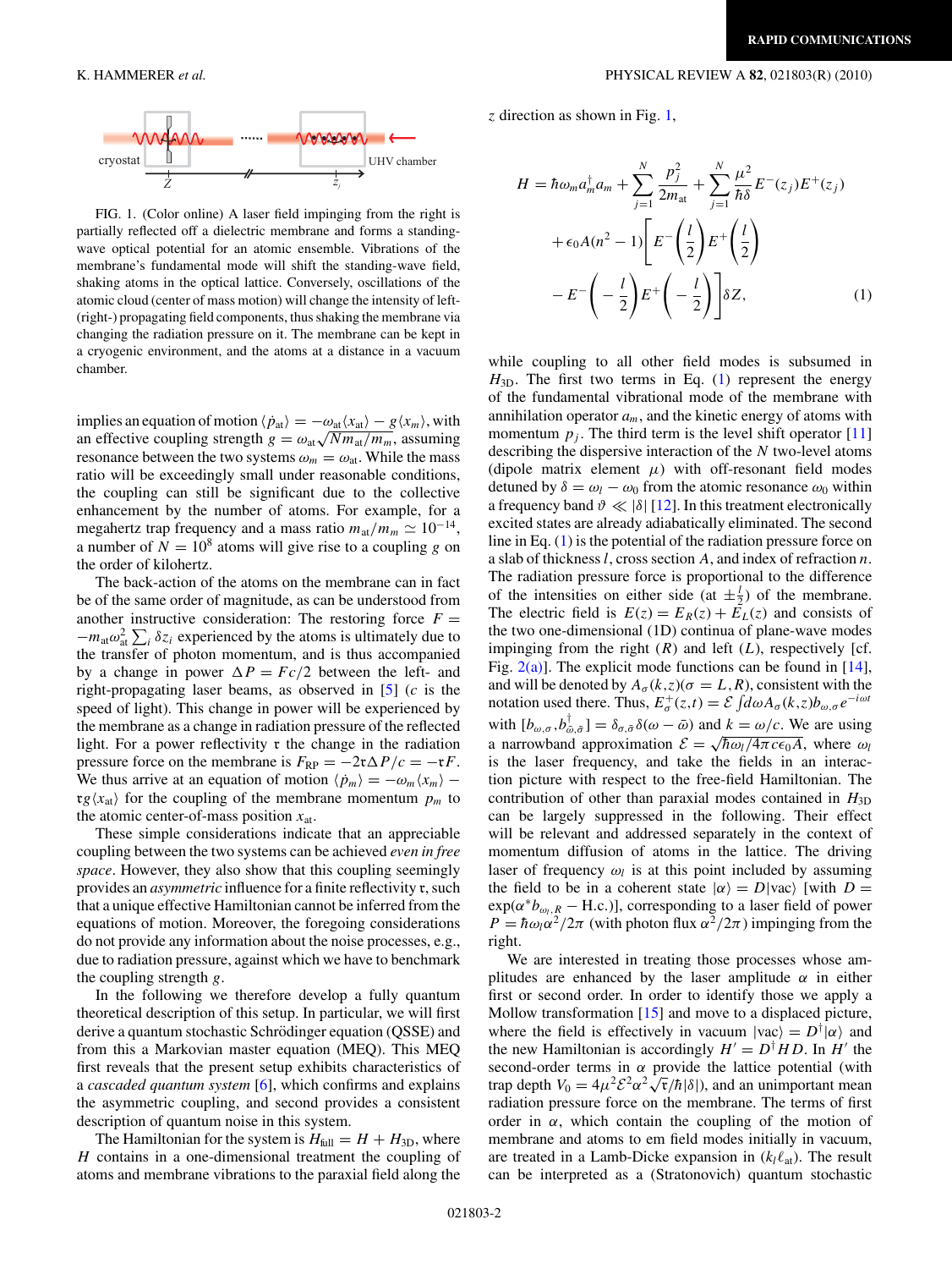FIG. 1. (Color online) A laser field impinging from the right is partially reflected off a dielectric membrane and forms a standing-wave optical potential for an atomic ensemble. Vibrations of the membrane's fundamental mode will shift the standing-wave field, shaking atoms in the optical lattice. Conversely, oscillations of the atomic cloud (center of mass motion) will change the intensity of left-(right-) propagating field components, thus shaking the membrane via changing the radiation pressure on it. The membrane can be kept in a cryogenic environment, and the atoms at a distance in a vacuum chamber.

implies an equation of motion $\langle \dot{p}_{\rm at}\rangle = -\omega_{\rm at}\langle x_{\rm at}\rangle - g\langle x_m\rangle$, with an effective coupling strength $g = \omega_{\rm at}\sqrt{N m_{\rm at}/m_m}$, assuming resonance between the two systems $\omega_m = \omega_{\rm at}$. While the mass ratio will be exceedingly small under reasonable conditions, the coupling can still be significant due to the collective enhancement by the number of atoms. For example, for a megahertz trap frequency and a mass ratio $m_{\rm at}/m_m \simeq 10^{-14}$, a number of $N = 10^8$ atoms will give rise to a coupling $g$ on the order of kilohertz.

The back-action of the atoms on the membrane can in fact be of the same order of magnitude, as can be understood from another instructive consideration: The restoring force $F = -m_{\rm at}\omega_{\rm at}^2 \sum_i \delta z_i$ experienced by the atoms is ultimately due to the transfer of photon momentum, and is thus accompanied by a change in power $\Delta P = Fc/2$ between the left- and right-propagating laser beams, as observed in [5] ($c$ is the speed of light). This change in power will be experienced by the membrane as a change in radiation pressure of the reflected light. For a power reflectivity $\mathfrak{r}$ the change in the radiation pressure force on the membrane is $F_{\rm RP} = -2\mathfrak{r}\Delta P/c = -\mathfrak{r}F$. We thus arrive at an equation of motion $\langle \dot{p}_m\rangle = -\omega_m\langle x_m\rangle - \mathfrak{r}g\langle x_{\rm at}\rangle$ for the coupling of the membrane momentum $p_m$ to the atomic center-of-mass position $x_{\rm at}$.

These simple considerations indicate that an appreciable coupling between the two systems can be achieved *even in free space*. However, they also show that this coupling seemingly provides an *asymmetric* influence for a finite reflectivity $\mathfrak{r}$, such that a unique effective Hamiltonian cannot be inferred from the equations of motion. Moreover, the foregoing considerations do not provide any information about the noise processes, e.g., due to radiation pressure, against which we have to benchmark the coupling strength $g$.

In the following we therefore develop a fully quantum theoretical description of this setup. In particular, we will first derive a quantum stochastic Schrödinger equation (QSSE) and from this a Markovian master equation (MEQ). This MEQ first reveals that the present setup exhibits characteristics of a *cascaded quantum system* [6], which confirms and explains the asymmetric coupling, and second provides a consistent description of quantum noise in this system.

The Hamiltonian for the system is $H_{\rm full} = H + H_{\rm 3D}$, where $H$ contains in a one-dimensional treatment the coupling of atoms and membrane vibrations to the paraxial field along the $z$ direction as shown in Fig. 1,

$$
\begin{aligned}
H = {}& \hbar\omega_m a_m^\dagger a_m + \sum_{j=1}^{N}\frac{p_j^2}{2m_{\rm at}} + \sum_{j=1}^{N}\frac{\mu^2}{\hbar\delta}E^-(z_j)E^+(z_j)\\
&+\epsilon_0 A(n^2-1)\left[E^-\left(\frac{l}{2}\right)E^+\left(\frac{l}{2}\right)\right.\\
&\left.-E^-\left(-\frac{l}{2}\right)E^+\left(-\frac{l}{2}\right)\right]\delta Z, \qquad (1)
\end{aligned}
$$

while coupling to all other field modes is subsumed in $H_{\rm 3D}$. The first two terms in Eq. (1) represent the energy of the fundamental vibrational mode of the membrane with annihilation operator $a_m$, and the kinetic energy of atoms with momentum $p_j$. The third term is the level shift operator [11] describing the dispersive interaction of the $N$ two-level atoms (dipole matrix element $\mu$) with off-resonant field modes detuned by $\delta = \omega_l - \omega_0$ from the atomic resonance $\omega_0$ within a frequency band $\vartheta \ll |\delta|$ [12]. In this treatment electronically excited states are already adiabatically eliminated. The second line in Eq. (1) is the potential of the radiation pressure force on a slab of thickness $l$, cross section $A$, and index of refraction $n$. The radiation pressure force is proportional to the difference of the intensities on either side (at $\pm\frac{l}{2}$) of the membrane. The electric field is $E(z) = E_R(z) + E_L(z)$ and consists of the two one-dimensional (1D) continua of plane-wave modes impinging from the right ($R$) and left ($L$), respectively [cf. Fig. 2(a)]. The explicit mode functions can be found in [14], and will be denoted by $A_\sigma(k,z)(\sigma = L,R)$, consistent with the notation used there. Thus, $E_\sigma^+(z,t) = \mathcal{E}\int d\omega A_\sigma(k,z)b_{\omega,\sigma}e^{-i\omega t}$ with $[b_{\omega,\sigma}, b_{\bar\omega,\bar\sigma}^\dagger] = \delta_{\sigma,\bar\sigma}\delta(\omega-\bar\omega)$ and $k = \omega/c$. We are using a narrowband approximation $\mathcal{E} = \sqrt{\hbar\omega_l/4\pi c\epsilon_0 A}$, where $\omega_l$ is the laser frequency, and take the fields in an interaction picture with respect to the free-field Hamiltonian. The contribution of other than paraxial modes contained in $H_{\rm 3D}$ can be largely suppressed in the following. Their effect will be relevant and addressed separately in the context of momentum diffusion of atoms in the lattice. The driving laser of frequency $\omega_l$ is at this point included by assuming the field to be in a coherent state $|\alpha\rangle = D|{\rm vac}\rangle$ [with $D = \exp(\alpha^* b_{\omega_l,R} - {\rm H.c.})$], corresponding to a laser field of power $P = \hbar\omega_l\alpha^2/2\pi$ (with photon flux $\alpha^2/2\pi$) impinging from the right.

We are interested in treating those processes whose amplitudes are enhanced by the laser amplitude $\alpha$ in either first or second order. In order to identify those we apply a Mollow transformation [15] and move to a displaced picture, where the field is effectively in vacuum $|{\rm vac}\rangle = D^\dagger|\alpha\rangle$ and the new Hamiltonian is accordingly $H' = D^\dagger H D$. In $H'$ the second-order terms in $\alpha$ provide the lattice potential (with trap depth $V_0 = 4\mu^2\mathcal{E}^2\alpha^2\sqrt{\mathfrak{r}}/\hbar|\delta|$), and an unimportant mean radiation pressure force on the membrane. The terms of first order in $\alpha$, which contain the coupling of the motion of membrane and atoms to em field modes initially in vacuum, are treated in a Lamb-Dicke expansion in $(k_l\ell_{\rm at})$. The result can be interpreted as a (Stratonovich) quantum stochastic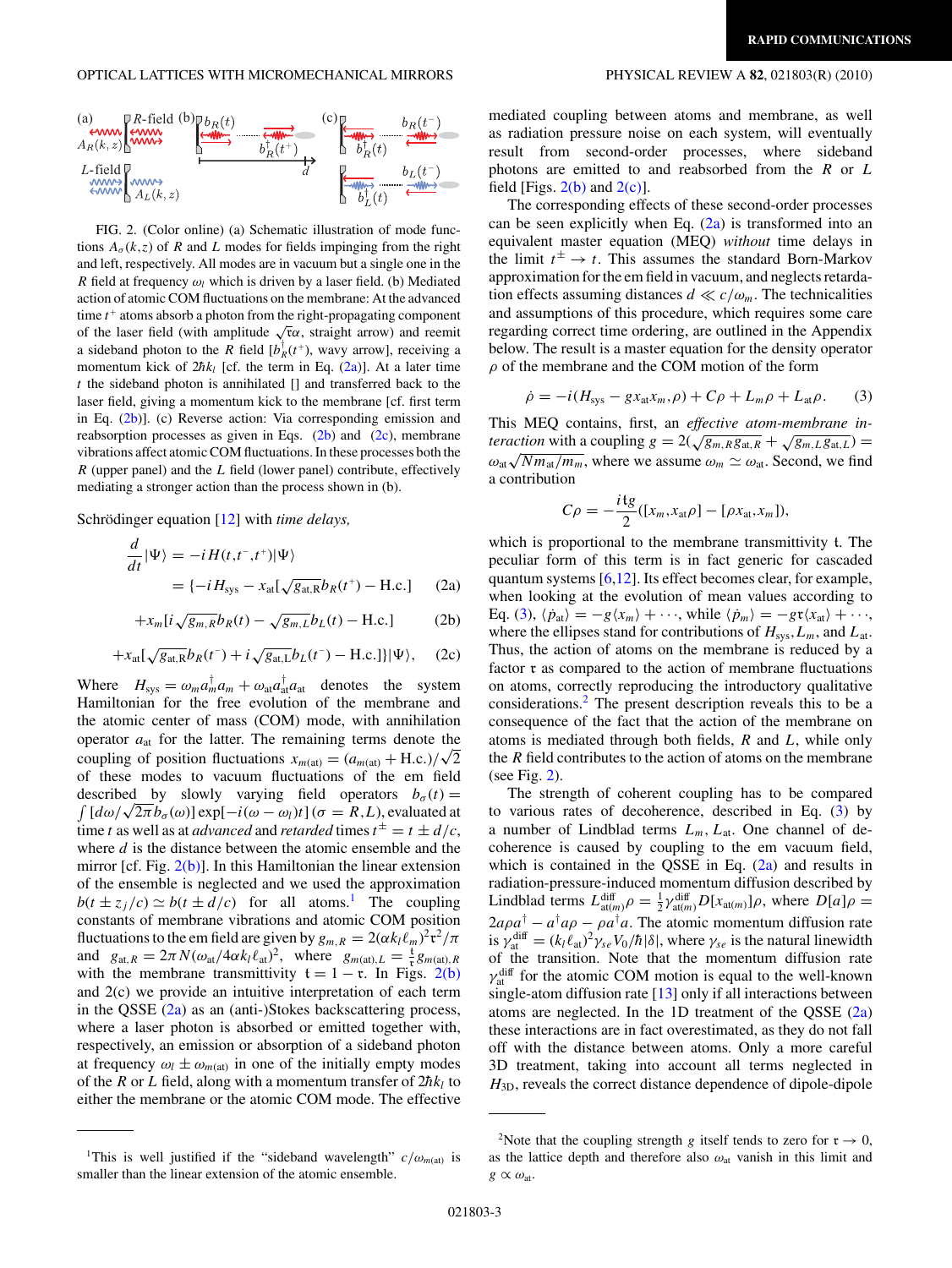FIG. 2. (Color online) (a) Schematic illustration of mode functions $A_\sigma(k,z)$ of $R$ and $L$ modes for fields impinging from the right and left, respectively. All modes are in vacuum but a single one in the $R$ field at frequency $\omega_l$ which is driven by a laser field. (b) Mediated action of atomic COM fluctuations on the membrane: At the advanced time $t^+$ atoms absorb a photon from the right-propagating component of the laser field (with amplitude $\sqrt{\mathfrak{r}}\alpha$, straight arrow) and reemit a sideband photon to the $R$ field [$b_R^\dagger(t^+)$, wavy arrow], receiving a momentum kick of $2\hbar k_l$ [cf. the term in Eq. (2a)]. At a later time $t$ the sideband photon is annihilated [] and transferred back to the laser field, giving a momentum kick to the membrane [cf. first term in Eq. (2b)]. (c) Reverse action: Via corresponding emission and reabsorption processes as given in Eqs. (2b) and (2c), membrane vibrations affect atomic COM fluctuations. In these processes both the $R$ (upper panel) and the $L$ field (lower panel) contribute, effectively mediating a stronger action than the process shown in (b).

Schrödinger equation [12] with *time delays,*

$$\frac{d}{dt}|\Psi\rangle = -iH(t,t^-,t^+)|\Psi\rangle$$
$$= \{-iH_{\text{sys}} - x_{\text{at}}[\sqrt{g_{\text{at,R}}}b_R(t^+) - \text{H.c.}] \tag{2a}$$
$$+x_m[i\sqrt{g_{m,R}}b_R(t) - \sqrt{g_{m,L}}b_L(t) - \text{H.c.}] \tag{2b}$$
$$+x_{\text{at}}[\sqrt{g_{\text{at,R}}}b_R(t^-) + i\sqrt{g_{\text{at,L}}}b_L(t^-) - \text{H.c.}]\}|\Psi\rangle, \tag{2c}$$

Where $H_{\text{sys}} = \omega_m a_m^\dagger a_m + \omega_{\text{at}} a_{\text{at}}^\dagger a_{\text{at}}$ denotes the system Hamiltonian for the free evolution of the membrane and the atomic center of mass (COM) mode, with annihilation operator $a_{\text{at}}$ for the latter. The remaining terms denote the coupling of position fluctuations $x_{m(\text{at})} = (a_{m(\text{at})} + \text{H.c.})/\sqrt{2}$ of these modes to vacuum fluctuations of the em field described by slowly varying field operators $b_\sigma(t) = \int [d\omega/\sqrt{2\pi}b_\sigma(\omega)]\exp[-i(\omega-\omega_l)t]$ $(\sigma = R,L)$, evaluated at time $t$ as well as at *advanced* and *retarded* times $t^\pm = t \pm d/c$, where $d$ is the distance between the atomic ensemble and the mirror [cf. Fig. 2(b)]. In this Hamiltonian the linear extension of the ensemble is neglected and we used the approximation $b(t \pm z_j/c) \simeq b(t \pm d/c)$ for all atoms.[1] The coupling constants of membrane vibrations and atomic COM position fluctuations to the em field are given by $g_{m,R} = 2(\alpha k_l \ell_m)^2\mathfrak{r}^2/\pi$ and $g_{\text{at},R} = 2\pi N(\omega_{\text{at}}/4\alpha k_l \ell_{\text{at}})^2$, where $g_{m(\text{at}),L} = \frac{\mathfrak{t}}{\mathfrak{r}} g_{m(\text{at}),R}$ with the membrane transmittivity $\mathfrak{t} = 1-\mathfrak{r}$. In Figs. 2(b) and 2(c) we provide an intuitive interpretation of each term in the QSSE (2a) as an (anti-)Stokes backscattering process, where a laser photon is absorbed or emitted together with, respectively, an emission or absorption of a sideband photon at frequency $\omega_l \pm \omega_{m(\text{at})}$ in one of the initially empty modes of the $R$ or $L$ field, along with a momentum transfer of $2\hbar k_l$ to either the membrane or the atomic COM mode. The effective mediated coupling between atoms and membrane, as well as radiation pressure noise on each system, will eventually result from second-order processes, where sideband photons are emitted to and reabsorbed from the $R$ or $L$ field [Figs. 2(b) and 2(c)].

The corresponding effects of these second-order processes can be seen explicitly when Eq. (2a) is transformed into an equivalent master equation (MEQ) *without* time delays in the limit $t^\pm \to t$. This assumes the standard Born-Markov approximation for the em field in vacuum, and neglects retardation effects assuming distances $d \ll c/\omega_m$. The technicalities and assumptions of this procedure, which requires some care regarding correct time ordering, are outlined in the Appendix below. The result is a master equation for the density operator $\rho$ of the membrane and the COM motion of the form

$$\dot{\rho} = -i(H_{\text{sys}} - g x_{\text{at}} x_m, \rho) + C\rho + L_m\rho + L_{\text{at}}\rho. \tag{3}$$

This MEQ contains, first, an *effective atom-membrane interaction* with a coupling $g = 2(\sqrt{g_{m,R}g_{\text{at},R}} + \sqrt{g_{m,L}g_{\text{at},L}}) = \omega_{\text{at}}\sqrt{Nm_{\text{at}}/m_m}$, where we assume $\omega_m \simeq \omega_{\text{at}}$. Second, we find a contribution

$$C\rho = -\frac{i\mathfrak{t}g}{2}([x_m, x_{\text{at}}\rho] - [\rho x_{\text{at}}, x_m]),$$

which is proportional to the membrane transmittivity $\mathfrak{t}$. The peculiar form of this term is in fact generic for cascaded quantum systems [6,12]. Its effect becomes clear, for example, when looking at the evolution of mean values according to Eq. (3), $\langle \dot{p}_{\text{at}}\rangle = -g\langle x_m\rangle + \cdots$, while $\langle \dot{p}_m\rangle = -g\mathfrak{r}\langle x_{\text{at}}\rangle + \cdots$, where the ellipses stand for contributions of $H_{\text{sys}}, L_m$, and $L_{\text{at}}$. Thus, the action of atoms on the membrane is reduced by a factor $\mathfrak{r}$ as compared to the action of membrane fluctuations on atoms, correctly reproducing the introductory qualitative considerations.[2] The present description reveals this to be a consequence of the fact that the action of the membrane on atoms is mediated through both fields, $R$ and $L$, while only the $R$ field contributes to the action of atoms on the membrane (see Fig. 2).

The strength of coherent coupling has to be compared to various rates of decoherence, described in Eq. (3) by a number of Lindblad terms $L_m, L_{\text{at}}$. One channel of decoherence is caused by coupling to the em vacuum field, which is contained in the QSSE in Eq. (2a) and results in radiation-pressure-induced momentum diffusion described by Lindblad terms $L_{\text{at}(m)}^{\text{diff}}\rho = \frac{1}{2}\gamma_{\text{at}(m)}^{\text{diff}} D[x_{\text{at}(m)}]\rho$, where $D[a]\rho = 2a\rho a^\dagger - a^\dagger a\rho - \rho a^\dagger a$. The atomic momentum diffusion rate is $\gamma_{\text{at}}^{\text{diff}} = (k_l \ell_{\text{at}})^2\gamma_{se}V_0/\hbar|\delta|$, where $\gamma_{se}$ is the natural linewidth of the transition. Note that the momentum diffusion rate $\gamma_{\text{at}}^{\text{diff}}$ for the atomic COM motion is equal to the well-known single-atom diffusion rate [13] only if all interactions between atoms are neglected. In the 1D treatment of the QSSE (2a) these interactions are in fact overestimated, as they do not fall off with the distance between atoms. Only a more careful 3D treatment, taking into account all terms neglected in $H_{3\text{D}}$, reveals the correct distance dependence of dipole-dipole

---

[1] This is well justified if the "sideband wavelength" $c/\omega_{m(\text{at})}$ is smaller than the linear extension of the atomic ensemble.

[2] Note that the coupling strength $g$ itself tends to zero for $\mathfrak{r} \to 0$, as the lattice depth and therefore also $\omega_{\text{at}}$ vanish in this limit and $g \propto \omega_{\text{at}}$.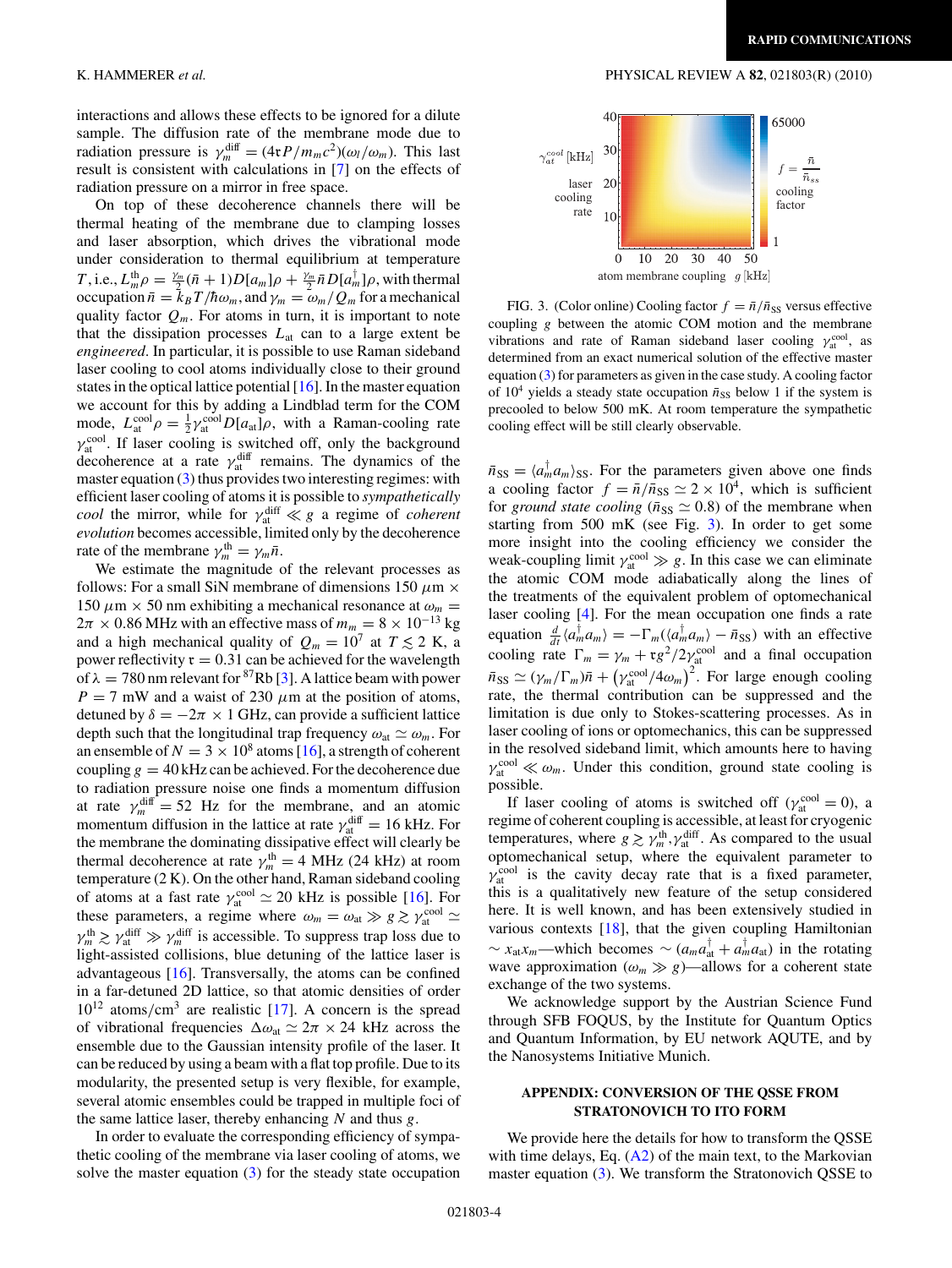interactions and allows these effects to be ignored for a dilute sample. The diffusion rate of the membrane mode due to radiation pressure is $\gamma_m^{\rm diff} = (4\mathfrak{r}P/m_m c^2)(\omega_l/\omega_m)$. This last result is consistent with calculations in [7] on the effects of radiation pressure on a mirror in free space.

On top of these decoherence channels there will be thermal heating of the membrane due to clamping losses and laser absorption, which drives the vibrational mode under consideration to thermal equilibrium at temperature $T$, i.e., $L_m^{\rm th}\rho = \frac{\gamma_m}{2}(\bar{n}+1)D[a_m]\rho + \frac{\gamma_m}{2}\bar{n}D[a_m^\dagger]\rho$, with thermal occupation $\bar{n} = k_B T/\hbar\omega_m$, and $\gamma_m = \omega_m/Q_m$ for a mechanical quality factor $Q_m$. For atoms in turn, it is important to note that the dissipation processes $L_{\rm at}$ can to a large extent be *engineered*. In particular, it is possible to use Raman sideband laser cooling to cool atoms individually close to their ground states in the optical lattice potential [16]. In the master equation we account for this by adding a Lindblad term for the COM mode, $L_{\rm at}^{\rm cool}\rho = \frac{1}{2}\gamma_{\rm at}^{\rm cool}D[a_{\rm at}]\rho$, with a Raman-cooling rate $\gamma_{\rm at}^{\rm cool}$. If laser cooling is switched off, only the background decoherence at a rate $\gamma_{\rm at}^{\rm diff}$ remains. The dynamics of the master equation (3) thus provides two interesting regimes: with efficient laser cooling of atoms it is possible to *sympathetically cool* the mirror, while for $\gamma_{\rm at}^{\rm diff} \ll g$ a regime of *coherent evolution* becomes accessible, limited only by the decoherence rate of the membrane $\gamma_m^{\rm th} = \gamma_m\bar{n}$.

We estimate the magnitude of the relevant processes as follows: For a small SiN membrane of dimensions 150 $\mu$m × 150 $\mu$m × 50 nm exhibiting a mechanical resonance at $\omega_m = 2\pi \times 0.86$ MHz with an effective mass of $m_m = 8\times10^{-13}$ kg and a high mechanical quality of $Q_m = 10^7$ at $T \lesssim 2$ K, a power reflectivity $\mathfrak{r} = 0.31$ can be achieved for the wavelength of $\lambda = 780$ nm relevant for $^{87}$Rb [3]. A lattice beam with power $P = 7$ mW and a waist of 230 $\mu$m at the position of atoms, detuned by $\delta = -2\pi \times 1$ GHz, can provide a sufficient lattice depth such that the longitudinal trap frequency $\omega_{\rm at} \simeq \omega_m$. For an ensemble of $N = 3\times10^8$ atoms [16], a strength of coherent coupling $g = 40$ kHz can be achieved. For the decoherence due to radiation pressure noise one finds a momentum diffusion at rate $\gamma_m^{\rm diff} = 52$ Hz for the membrane, and an atomic momentum diffusion in the lattice at rate $\gamma_{\rm at}^{\rm diff} = 16$ kHz. For the membrane the dominating dissipative effect will clearly be thermal decoherence at rate $\gamma_m^{\rm th} = 4$ MHz (24 kHz) at room temperature (2 K). On the other hand, Raman sideband cooling of atoms at a fast rate $\gamma_{\rm at}^{\rm cool} \simeq 20$ kHz is possible [16]. For these parameters, a regime where $\omega_m = \omega_{\rm at} \gg g \gtrsim \gamma_{\rm at}^{\rm cool} \simeq \gamma_m^{\rm th} \gtrsim \gamma_{\rm at}^{\rm diff} \gg \gamma_m^{\rm diff}$ is accessible. To suppress trap loss due to light-assisted collisions, blue detuning of the lattice laser is advantageous [16]. Transversally, the atoms can be confined in a far-detuned 2D lattice, so that atomic densities of order $10^{12}$ atoms/cm$^3$ are realistic [17]. A concern is the spread of vibrational frequencies $\Delta\omega_{\rm at} \simeq 2\pi \times 24$ kHz across the ensemble due to the Gaussian intensity profile of the laser. It can be reduced by using a beam with a flat top profile. Due to its modularity, the presented setup is very flexible, for example, several atomic ensembles could be trapped in multiple foci of the same lattice laser, thereby enhancing $N$ and thus $g$.

In order to evaluate the corresponding efficiency of sympathetic cooling of the membrane via laser cooling of atoms, we solve the master equation (3) for the steady state occupation $\bar{n}_{\rm SS} = \langle a_m^\dagger a_m\rangle_{\rm SS}$. For the parameters given above one finds a cooling factor $f = \bar{n}/\bar{n}_{\rm SS} \simeq 2\times10^4$, which is sufficient for *ground state cooling* ($\bar{n}_{\rm SS} \simeq 0.8$) of the membrane when starting from 500 mK (see Fig. 3). In order to get some more insight into the cooling efficiency we consider the weak-coupling limit $\gamma_{\rm at}^{\rm cool} \gg g$. In this case we can eliminate the atomic COM mode adiabatically along the lines of the treatments of the equivalent problem of optomechanical laser cooling [4]. For the mean occupation one finds a rate equation $\frac{d}{dt}\langle a_m^\dagger a_m\rangle = -\Gamma_m(\langle a_m^\dagger a_m\rangle - \bar{n}_{\rm SS})$ with an effective cooling rate $\Gamma_m = \gamma_m + \mathfrak{r}g^2/2\gamma_{\rm at}^{\rm cool}$ and a final occupation $\bar{n}_{\rm SS} \simeq (\gamma_m/\Gamma_m)\bar{n} + (\gamma_{\rm at}^{\rm cool}/4\omega_m)^2$. For large enough cooling rate, the thermal contribution can be suppressed and the limitation is due only to Stokes-scattering processes. As in laser cooling of ions or optomechanics, this can be suppressed in the resolved sideband limit, which amounts here to having $\gamma_{\rm at}^{\rm cool} \ll \omega_m$. Under this condition, ground state cooling is possible.

FIG. 3. (Color online) Cooling factor $f = \bar{n}/\bar{n}_{\rm SS}$ versus effective coupling $g$ between the atomic COM motion and the membrane vibrations and rate of Raman sideband laser cooling $\gamma_{\rm at}^{\rm cool}$, as determined from an exact numerical solution of the effective master equation (3) for parameters as given in the case study. A cooling factor of $10^4$ yields a steady state occupation $\bar{n}_{\rm SS}$ below 1 if the system is precooled to below 500 mK. At room temperature the sympathetic cooling effect will be still clearly observable.

If laser cooling of atoms is switched off ($\gamma_{\rm at}^{\rm cool} = 0$), a regime of coherent coupling is accessible, at least for cryogenic temperatures, where $g \gtrsim \gamma_m^{\rm th}, \gamma_{\rm at}^{\rm diff}$. As compared to the usual optomechanical setup, where the equivalent parameter to $\gamma_{\rm at}^{\rm cool}$ is the cavity decay rate that is a fixed parameter, this is a qualitatively new feature of the setup considered here. It is well known, and has been extensively studied in various contexts [18], that the given coupling Hamiltonian $\sim x_{\rm at}x_m$—which becomes $\sim (a_m a_{\rm at}^\dagger + a_m^\dagger a_{\rm at})$ in the rotating wave approximation ($\omega_m \gg g$)—allows for a coherent state exchange of the two systems.

We acknowledge support by the Austrian Science Fund through SFB FOQUS, by the Institute for Quantum Optics and Quantum Information, by EU network AQUTE, and by the Nanosystems Initiative Munich.

## APPENDIX: CONVERSION OF THE QSSE FROM STRATONOVICH TO ITO FORM

We provide here the details for how to transform the QSSE with time delays, Eq. (A2) of the main text, to the Markovian master equation (3). We transform the Stratonovich QSSE to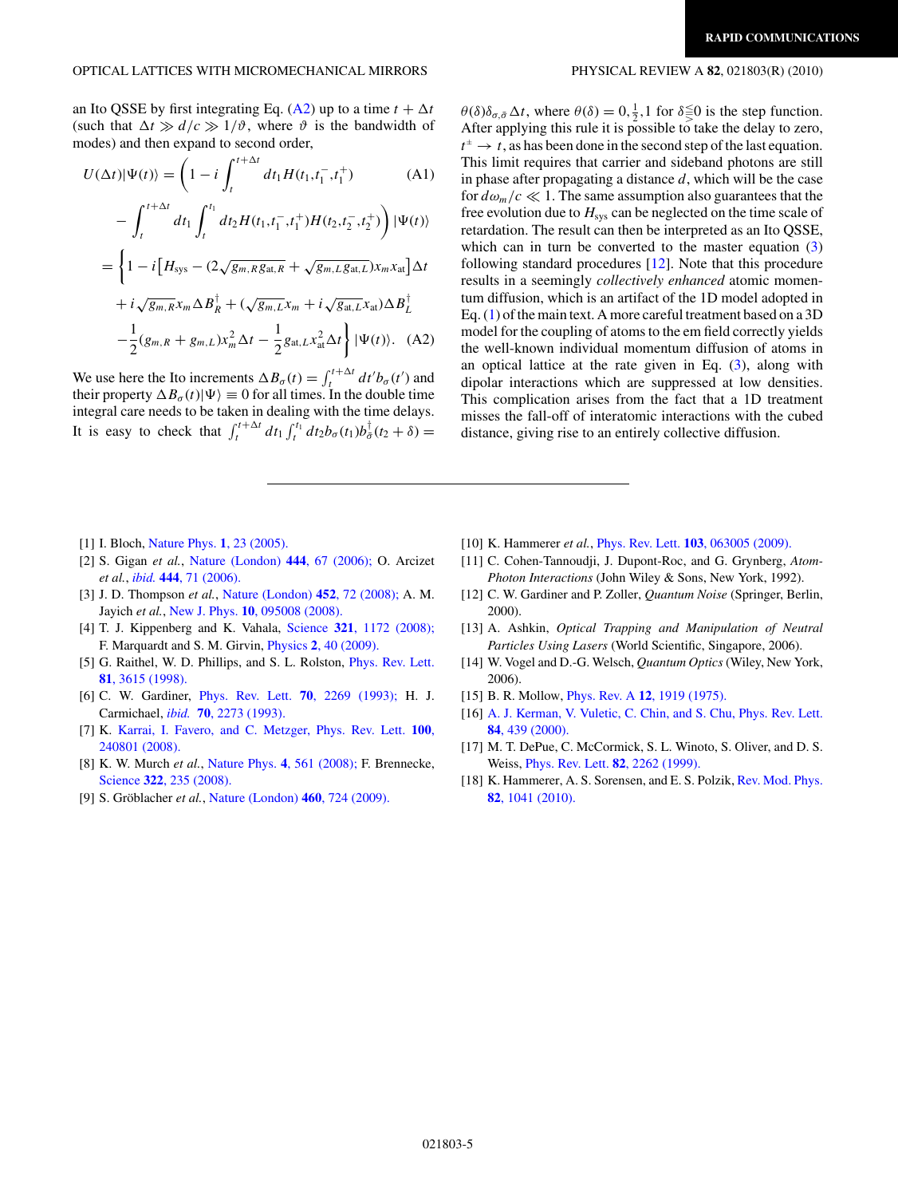an Ito QSSE by first integrating Eq. (A2) up to a time $t+\Delta t$ (such that $\Delta t \gg d/c \gg 1/\vartheta$, where $\vartheta$ is the bandwidth of modes) and then expand to second order,

$$U(\Delta t)|\Psi(t)\rangle = \left(1 - i\int_t^{t+\Delta t} dt_1\, H(t_1,t_1^-,t_1^+) \right. \quad \text{(A1)}$$

$$\left. - \int_t^{t+\Delta t} dt_1 \int_t^{t_1} dt_2 H(t_1,t_1^-,t_1^+)H(t_2,t_2^-,t_2^+)\right)|\Psi(t)\rangle$$

$$= \Big\{1 - i\big[H_{\rm sys} - (2\sqrt{g_{m,R}g_{{\rm at},R}} + \sqrt{g_{m,L}g_{{\rm at},L}})x_m x_{\rm at}\big]\Delta t$$

$$+ i\sqrt{g_{m,R}}x_m \Delta B_R^\dagger + (\sqrt{g_{m,L}}x_m + i\sqrt{g_{{\rm at},L}}x_{\rm at})\Delta B_L^\dagger$$

$$- \frac{1}{2}(g_{m,R} + g_{m,L})x_m^2 \Delta t - \frac{1}{2}g_{{\rm at},L}x_{\rm at}^2 \Delta t\Big\}|\Psi(t)\rangle. \quad \text{(A2)}$$

We use here the Ito increments $\Delta B_\sigma(t) = \int_t^{t+\Delta t} dt' b_\sigma(t')$ and their property $\Delta B_\sigma(t)|\Psi\rangle \equiv 0$ for all times. In the double time integral care needs to be taken in dealing with the time delays. It is easy to check that $\int_t^{t+\Delta t} dt_1 \int_t^{t_1} dt_2 b_\sigma(t_1) b_{\bar\sigma}^\dagger(t_2+\delta) = \theta(\delta)\delta_{\sigma,\bar\sigma}\Delta t$, where $\theta(\delta) = 0, \frac{1}{2}, 1$ for $\delta \lesseqgtr 0$ is the step function. After applying this rule it is possible to take the delay to zero, $t^\pm \to t$, as has been done in the second step of the last equation. This limit requires that carrier and sideband photons are still in phase after propagating a distance $d$, which will be the case for $d\omega_m/c \ll 1$. The same assumption also guarantees that the free evolution due to $H_{\rm sys}$ can be neglected on the time scale of retardation. The result can then be interpreted as an Ito QSSE, which can in turn be converted to the master equation (3) following standard procedures [12]. Note that this procedure results in a seemingly *collectively enhanced* atomic momentum diffusion, which is an artifact of the 1D model adopted in Eq. (1) of the main text. A more careful treatment based on a 3D model for the coupling of atoms to the em field correctly yields the well-known individual momentum diffusion of atoms in an optical lattice at the rate given in Eq. (3), along with dipolar interactions which are suppressed at low densities. This complication arises from the fact that a 1D treatment misses the fall-off of interatomic interactions with the cubed distance, giving rise to an entirely collective diffusion.

---

[1] I. Bloch, Nature Phys. **1**, 23 (2005).

[2] S. Gigan *et al.*, Nature (London) **444**, 67 (2006); O. Arcizet *et al.*, *ibid.* **444**, 71 (2006).

[3] J. D. Thompson *et al.*, Nature (London) **452**, 72 (2008); A. M. Jayich *et al.*, New J. Phys. **10**, 095008 (2008).

[4] T. J. Kippenberg and K. Vahala, Science **321**, 1172 (2008); F. Marquardt and S. M. Girvin, Physics **2**, 40 (2009).

[5] G. Raithel, W. D. Phillips, and S. L. Rolston, Phys. Rev. Lett. **81**, 3615 (1998).

[6] C. W. Gardiner, Phys. Rev. Lett. **70**, 2269 (1993); H. J. Carmichael, *ibid.* **70**, 2273 (1993).

[7] K. Karrai, I. Favero, and C. Metzger, Phys. Rev. Lett. **100**, 240801 (2008).

[8] K. W. Murch *et al.*, Nature Phys. **4**, 561 (2008); F. Brennecke, Science **322**, 235 (2008).

[9] S. Gröblacher *et al.*, Nature (London) **460**, 724 (2009).

[10] K. Hammerer *et al.*, Phys. Rev. Lett. **103**, 063005 (2009).

[11] C. Cohen-Tannoudji, J. Dupont-Roc, and G. Grynberg, *Atom-Photon Interactions* (John Wiley & Sons, New York, 1992).

[12] C. W. Gardiner and P. Zoller, *Quantum Noise* (Springer, Berlin, 2000).

[13] A. Ashkin, *Optical Trapping and Manipulation of Neutral Particles Using Lasers* (World Scientific, Singapore, 2006).

[14] W. Vogel and D.-G. Welsch, *Quantum Optics* (Wiley, New York, 2006).

[15] B. R. Mollow, Phys. Rev. A **12**, 1919 (1975).

[16] A. J. Kerman, V. Vuletic, C. Chin, and S. Chu, Phys. Rev. Lett. **84**, 439 (2000).

[17] M. T. DePue, C. McCormick, S. L. Winoto, S. Oliver, and D. S. Weiss, Phys. Rev. Lett. **82**, 2262 (1999).

[18] K. Hammerer, A. S. Sorensen, and E. S. Polzik, Rev. Mod. Phys. **82**, 1041 (2010).